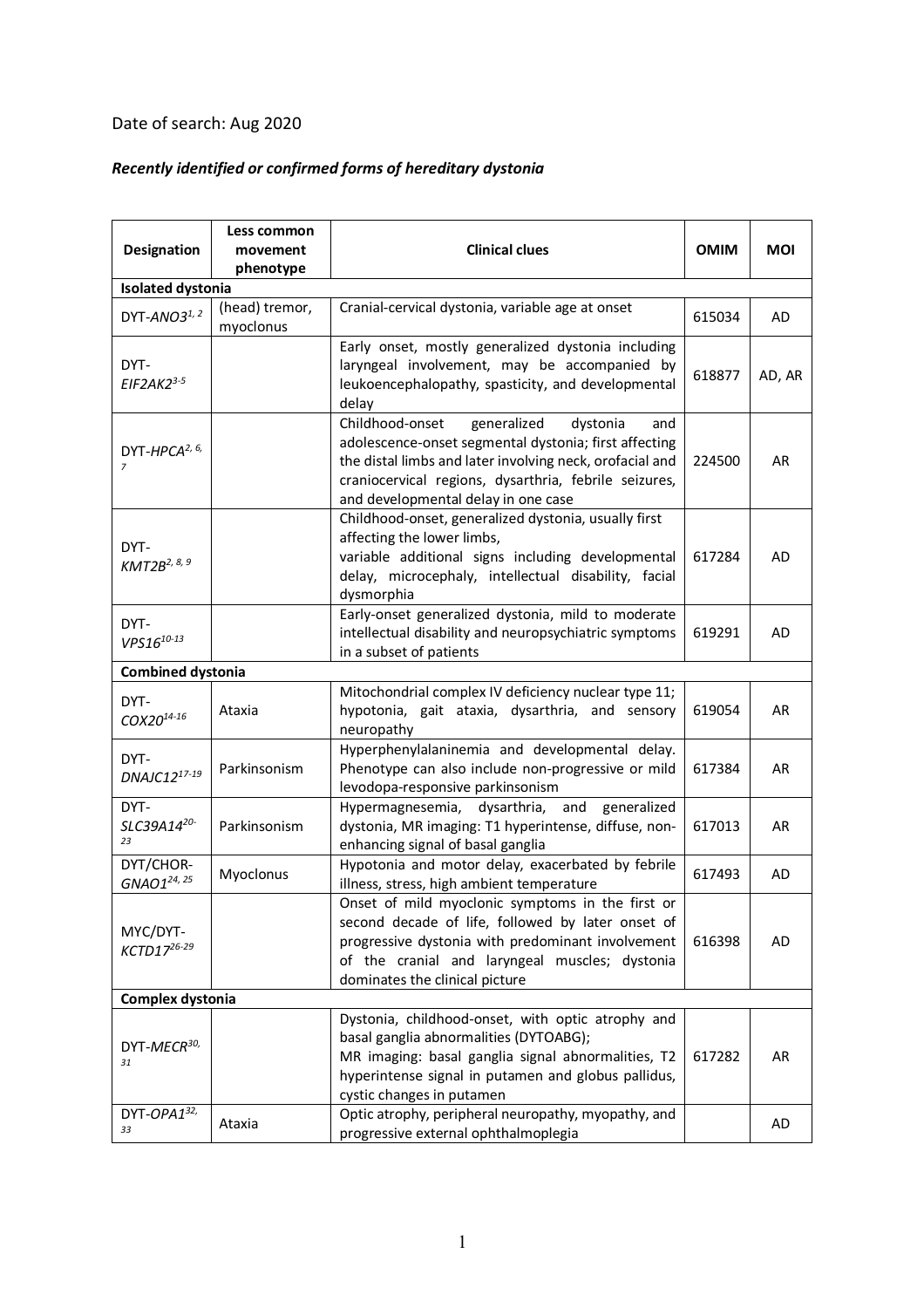Date of search: Aug 2020

***Recently identified or confirmed forms of hereditary dystonia***

| **Designation** | **Less common movement phenotype** | **Clinical clues** | **OMIM** | **MOI** |
|---|---|---|---|---|
| **Isolated dystonia** | | | | |
| DYT-*ANO3*[1, 2] | (head) tremor, myoclonus | Cranial-cervical dystonia, variable age at onset | 615034 | AD |
| DYT-*EIF2AK2*[3-5] | | Early onset, mostly generalized dystonia including laryngeal involvement, may be accompanied by leukoencephalopathy, spasticity, and developmental delay | 618877 | AD, AR |
| DYT-*HPCA*[2, 6, 7] | | Childhood-onset generalized dystonia and adolescence-onset segmental dystonia; first affecting the distal limbs and later involving neck, orofacial and craniocervical regions, dysarthria, febrile seizures, and developmental delay in one case | 224500 | AR |
| DYT-*KMT2B*[2, 8, 9] | | Childhood-onset, generalized dystonia, usually first affecting the lower limbs, variable additional signs including developmental delay, microcephaly, intellectual disability, facial dysmorphia | 617284 | AD |
| DYT-*VPS16*[10-13] | | Early-onset generalized dystonia, mild to moderate intellectual disability and neuropsychiatric symptoms in a subset of patients | 619291 | AD |
| **Combined dystonia** | | | | |
| DYT-*COX20*[14-16] | Ataxia | Mitochondrial complex IV deficiency nuclear type 11; hypotonia, gait ataxia, dysarthria, and sensory neuropathy | 619054 | AR |
| DYT-*DNAJC12*[17-19] | Parkinsonism | Hyperphenylalaninemia and developmental delay. Phenotype can also include non-progressive or mild levodopa-responsive parkinsonism | 617384 | AR |
| DYT-*SLC39A14*[20-23] | Parkinsonism | Hypermagnesemia, dysarthria, and generalized dystonia, MR imaging: T1 hyperintense, diffuse, non-enhancing signal of basal ganglia | 617013 | AR |
| DYT/CHOR-*GNAO1*[24, 25] | Myoclonus | Hypotonia and motor delay, exacerbated by febrile illness, stress, high ambient temperature | 617493 | AD |
| MYC/DYT-*KCTD17*[26-29] | | Onset of mild myoclonic symptoms in the first or second decade of life, followed by later onset of progressive dystonia with predominant involvement of the cranial and laryngeal muscles; dystonia dominates the clinical picture | 616398 | AD |
| **Complex dystonia** | | | | |
| DYT-*MECR*[30, 31] | | Dystonia, childhood-onset, with optic atrophy and basal ganglia abnormalities (DYTOABG); MR imaging: basal ganglia signal abnormalities, T2 hyperintense signal in putamen and globus pallidus, cystic changes in putamen | 617282 | AR |
| DYT-*OPA1*[32, 33] | Ataxia | Optic atrophy, peripheral neuropathy, myopathy, and progressive external ophthalmoplegia | | AD |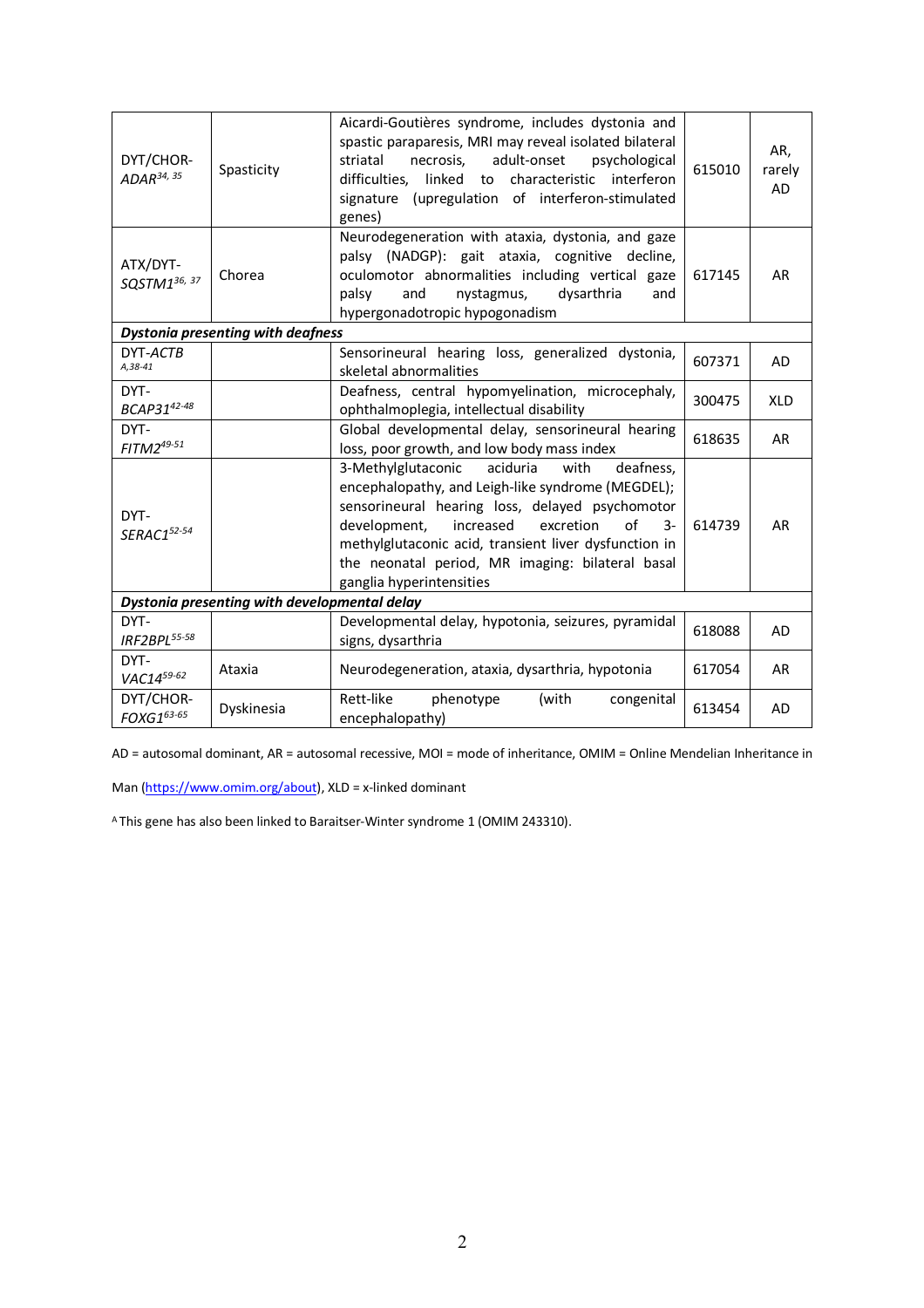| | | | | |
|---|---|---|---|---|
| DYT/CHOR-*ADAR*[34, 35] | Spasticity | Aicardi-Goutières syndrome, includes dystonia and spastic paraparesis, MRI may reveal isolated bilateral striatal necrosis, adult-onset psychological difficulties, linked to characteristic interferon signature (upregulation of interferon-stimulated genes) | 615010 | AR, rarely AD |
| ATX/DYT-*SQSTM1*[36, 37] | Chorea | Neurodegeneration with ataxia, dystonia, and gaze palsy (NADGP): gait ataxia, cognitive decline, oculomotor abnormalities including vertical gaze palsy and nystagmus, dysarthria and hypergonadotropic hypogonadism | 617145 | AR |
| ***Dystonia presenting with deafness*** | | | | |
| DYT-*ACTB*[A,38-41] | | Sensorineural hearing loss, generalized dystonia, skeletal abnormalities | 607371 | AD |
| DYT-*BCAP31*[42-48] | | Deafness, central hypomyelination, microcephaly, ophthalmoplegia, intellectual disability | 300475 | XLD |
| DYT-*FITM2*[49-51] | | Global developmental delay, sensorineural hearing loss, poor growth, and low body mass index | 618635 | AR |
| DYT-*SERAC1*[52-54] | | 3-Methylglutaconic aciduria with deafness, encephalopathy, and Leigh-like syndrome (MEGDEL); sensorineural hearing loss, delayed psychomotor development, increased excretion of 3-methylglutaconic acid, transient liver dysfunction in the neonatal period, MR imaging: bilateral basal ganglia hyperintensities | 614739 | AR |
| ***Dystonia presenting with developmental delay*** | | | | |
| DYT-*IRF2BPL*[55-58] | | Developmental delay, hypotonia, seizures, pyramidal signs, dysarthria | 618088 | AD |
| DYT-*VAC14*[59-62] | Ataxia | Neurodegeneration, ataxia, dysarthria, hypotonia | 617054 | AR |
| DYT/CHOR-*FOXG1*[63-65] | Dyskinesia | Rett-like phenotype (with congenital encephalopathy) | 613454 | AD |

AD = autosomal dominant, AR = autosomal recessive, MOI = mode of inheritance, OMIM = Online Mendelian Inheritance in Man (https://www.omim.org/about), XLD = x-linked dominant

[A] This gene has also been linked to Baraitser-Winter syndrome 1 (OMIM 243310).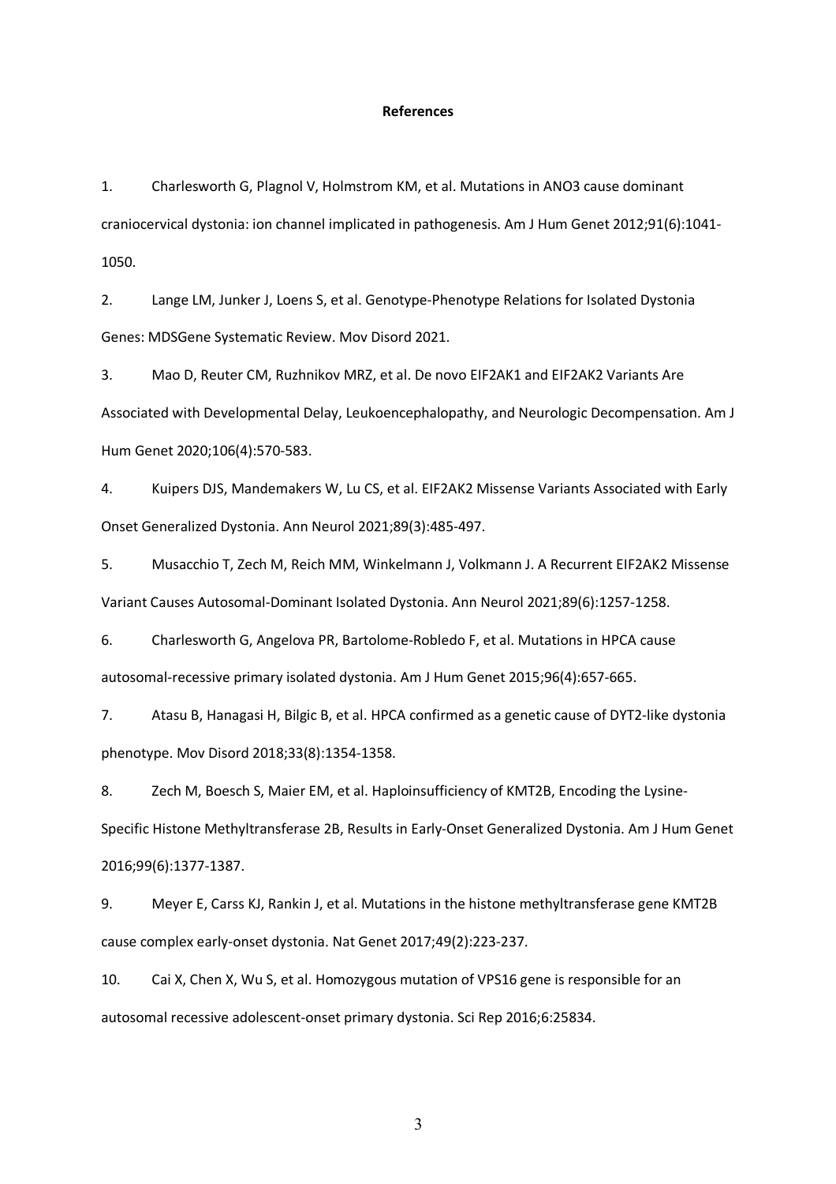**References**

1. Charlesworth G, Plagnol V, Holmstrom KM, et al. Mutations in ANO3 cause dominant craniocervical dystonia: ion channel implicated in pathogenesis. Am J Hum Genet 2012;91(6):1041-1050.

2. Lange LM, Junker J, Loens S, et al. Genotype-Phenotype Relations for Isolated Dystonia Genes: MDSGene Systematic Review. Mov Disord 2021.

3. Mao D, Reuter CM, Ruzhnikov MRZ, et al. De novo EIF2AK1 and EIF2AK2 Variants Are Associated with Developmental Delay, Leukoencephalopathy, and Neurologic Decompensation. Am J Hum Genet 2020;106(4):570-583.

4. Kuipers DJS, Mandemakers W, Lu CS, et al. EIF2AK2 Missense Variants Associated with Early Onset Generalized Dystonia. Ann Neurol 2021;89(3):485-497.

5. Musacchio T, Zech M, Reich MM, Winkelmann J, Volkmann J. A Recurrent EIF2AK2 Missense Variant Causes Autosomal-Dominant Isolated Dystonia. Ann Neurol 2021;89(6):1257-1258.

6. Charlesworth G, Angelova PR, Bartolome-Robledo F, et al. Mutations in HPCA cause autosomal-recessive primary isolated dystonia. Am J Hum Genet 2015;96(4):657-665.

7. Atasu B, Hanagasi H, Bilgic B, et al. HPCA confirmed as a genetic cause of DYT2-like dystonia phenotype. Mov Disord 2018;33(8):1354-1358.

8. Zech M, Boesch S, Maier EM, et al. Haploinsufficiency of KMT2B, Encoding the Lysine-Specific Histone Methyltransferase 2B, Results in Early-Onset Generalized Dystonia. Am J Hum Genet 2016;99(6):1377-1387.

9. Meyer E, Carss KJ, Rankin J, et al. Mutations in the histone methyltransferase gene KMT2B cause complex early-onset dystonia. Nat Genet 2017;49(2):223-237.

10. Cai X, Chen X, Wu S, et al. Homozygous mutation of VPS16 gene is responsible for an autosomal recessive adolescent-onset primary dystonia. Sci Rep 2016;6:25834.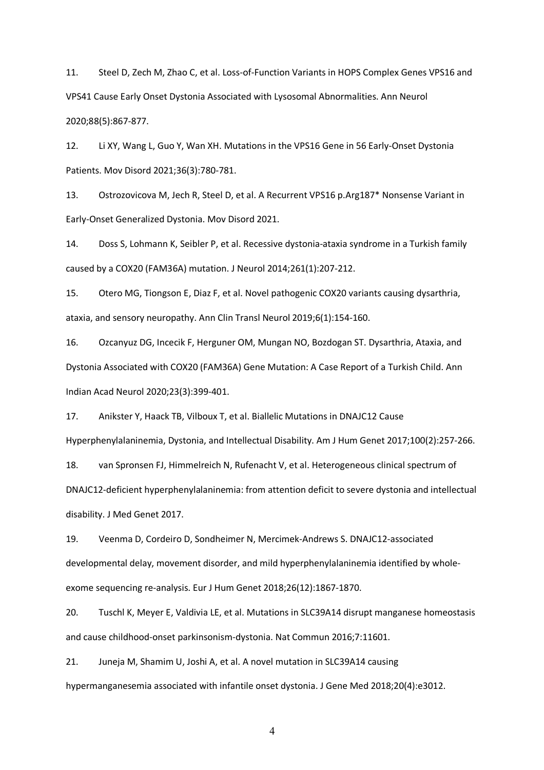11. Steel D, Zech M, Zhao C, et al. Loss-of-Function Variants in HOPS Complex Genes VPS16 and VPS41 Cause Early Onset Dystonia Associated with Lysosomal Abnormalities. Ann Neurol 2020;88(5):867-877.

12. Li XY, Wang L, Guo Y, Wan XH. Mutations in the VPS16 Gene in 56 Early-Onset Dystonia Patients. Mov Disord 2021;36(3):780-781.

13. Ostrozovicova M, Jech R, Steel D, et al. A Recurrent VPS16 p.Arg187* Nonsense Variant in Early-Onset Generalized Dystonia. Mov Disord 2021.

14. Doss S, Lohmann K, Seibler P, et al. Recessive dystonia-ataxia syndrome in a Turkish family caused by a COX20 (FAM36A) mutation. J Neurol 2014;261(1):207-212.

15. Otero MG, Tiongson E, Diaz F, et al. Novel pathogenic COX20 variants causing dysarthria, ataxia, and sensory neuropathy. Ann Clin Transl Neurol 2019;6(1):154-160.

16. Ozcanyuz DG, Incecik F, Herguner OM, Mungan NO, Bozdogan ST. Dysarthria, Ataxia, and Dystonia Associated with COX20 (FAM36A) Gene Mutation: A Case Report of a Turkish Child. Ann Indian Acad Neurol 2020;23(3):399-401.

17. Anikster Y, Haack TB, Vilboux T, et al. Biallelic Mutations in DNAJC12 Cause Hyperphenylalaninemia, Dystonia, and Intellectual Disability. Am J Hum Genet 2017;100(2):257-266.

18. van Spronsen FJ, Himmelreich N, Rufenacht V, et al. Heterogeneous clinical spectrum of DNAJC12-deficient hyperphenylalaninemia: from attention deficit to severe dystonia and intellectual disability. J Med Genet 2017.

19. Veenma D, Cordeiro D, Sondheimer N, Mercimek-Andrews S. DNAJC12-associated developmental delay, movement disorder, and mild hyperphenylalaninemia identified by whole-exome sequencing re-analysis. Eur J Hum Genet 2018;26(12):1867-1870.

20. Tuschl K, Meyer E, Valdivia LE, et al. Mutations in SLC39A14 disrupt manganese homeostasis and cause childhood-onset parkinsonism-dystonia. Nat Commun 2016;7:11601.

21. Juneja M, Shamim U, Joshi A, et al. A novel mutation in SLC39A14 causing hypermanganesemia associated with infantile onset dystonia. J Gene Med 2018;20(4):e3012.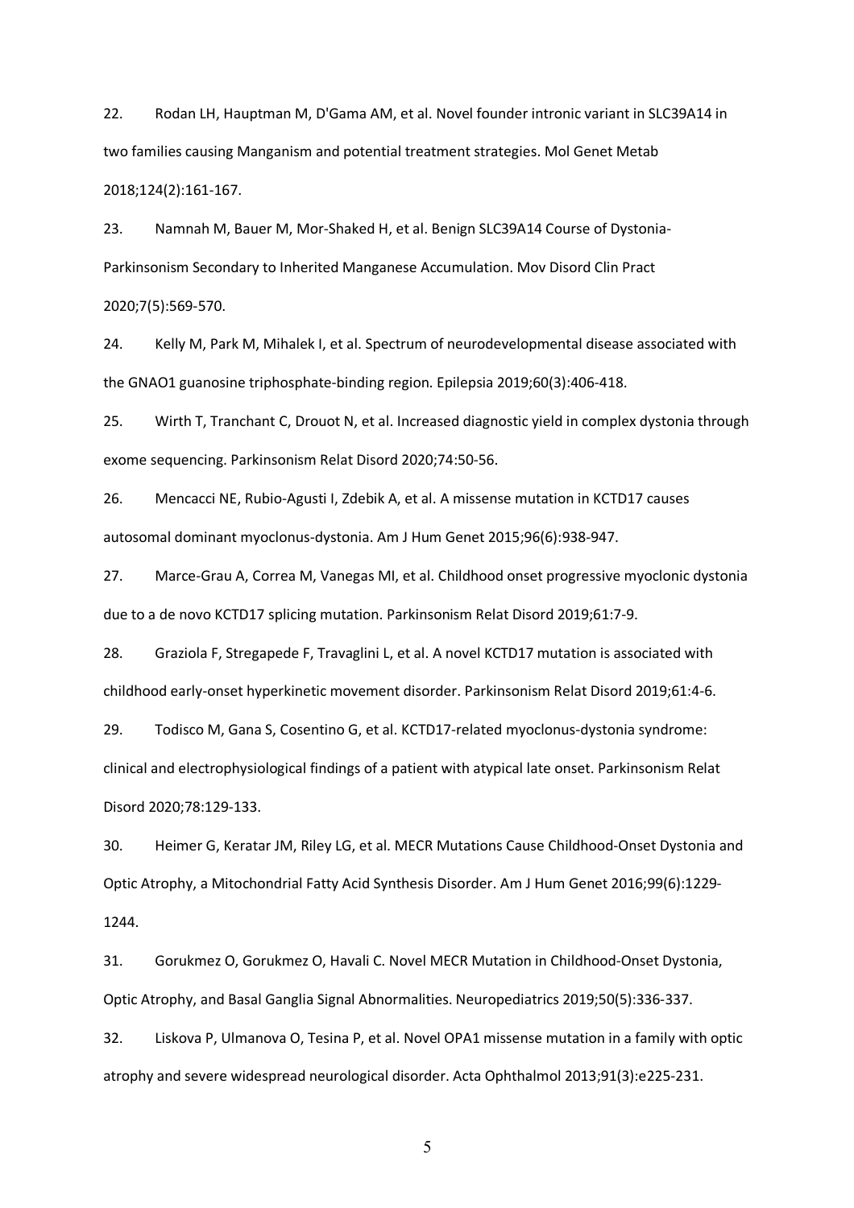22. Rodan LH, Hauptman M, D'Gama AM, et al. Novel founder intronic variant in SLC39A14 in two families causing Manganism and potential treatment strategies. Mol Genet Metab 2018;124(2):161-167.

23. Namnah M, Bauer M, Mor-Shaked H, et al. Benign SLC39A14 Course of Dystonia-Parkinsonism Secondary to Inherited Manganese Accumulation. Mov Disord Clin Pract 2020;7(5):569-570.

24. Kelly M, Park M, Mihalek I, et al. Spectrum of neurodevelopmental disease associated with the GNAO1 guanosine triphosphate-binding region. Epilepsia 2019;60(3):406-418.

25. Wirth T, Tranchant C, Drouot N, et al. Increased diagnostic yield in complex dystonia through exome sequencing. Parkinsonism Relat Disord 2020;74:50-56.

26. Mencacci NE, Rubio-Agusti I, Zdebik A, et al. A missense mutation in KCTD17 causes autosomal dominant myoclonus-dystonia. Am J Hum Genet 2015;96(6):938-947.

27. Marce-Grau A, Correa M, Vanegas MI, et al. Childhood onset progressive myoclonic dystonia due to a de novo KCTD17 splicing mutation. Parkinsonism Relat Disord 2019;61:7-9.

28. Graziola F, Stregapede F, Travaglini L, et al. A novel KCTD17 mutation is associated with childhood early-onset hyperkinetic movement disorder. Parkinsonism Relat Disord 2019;61:4-6.

29. Todisco M, Gana S, Cosentino G, et al. KCTD17-related myoclonus-dystonia syndrome: clinical and electrophysiological findings of a patient with atypical late onset. Parkinsonism Relat Disord 2020;78:129-133.

30. Heimer G, Keratar JM, Riley LG, et al. MECR Mutations Cause Childhood-Onset Dystonia and Optic Atrophy, a Mitochondrial Fatty Acid Synthesis Disorder. Am J Hum Genet 2016;99(6):1229-1244.

31. Gorukmez O, Gorukmez O, Havali C. Novel MECR Mutation in Childhood-Onset Dystonia, Optic Atrophy, and Basal Ganglia Signal Abnormalities. Neuropediatrics 2019;50(5):336-337.

32. Liskova P, Ulmanova O, Tesina P, et al. Novel OPA1 missense mutation in a family with optic atrophy and severe widespread neurological disorder. Acta Ophthalmol 2013;91(3):e225-231.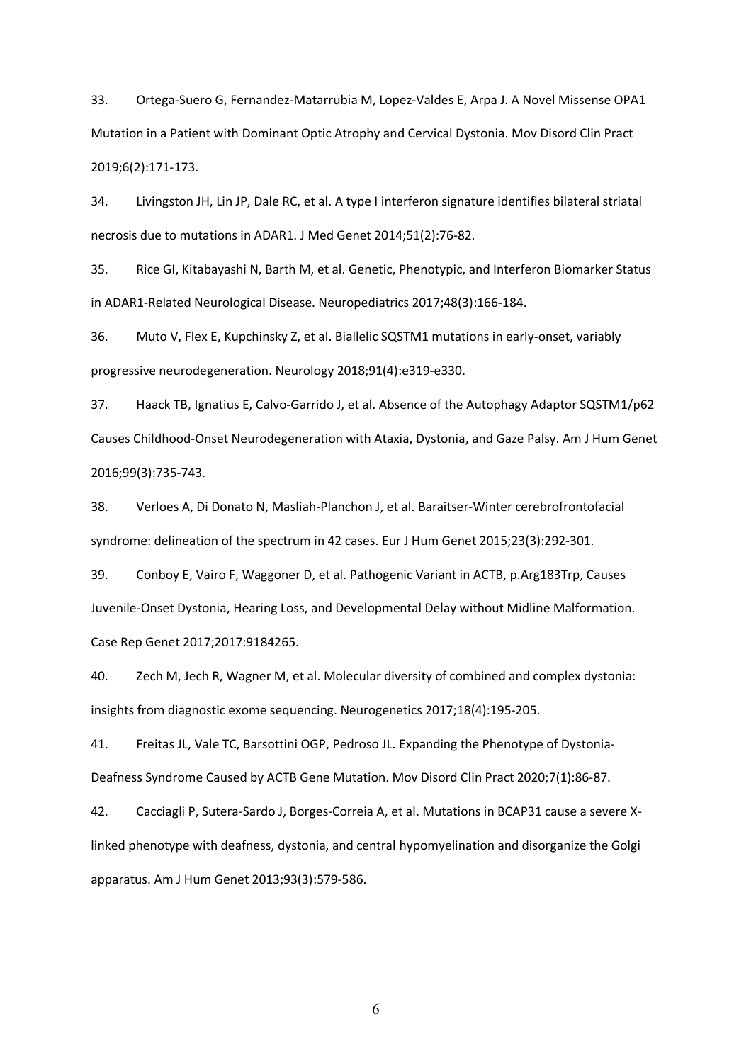33. Ortega-Suero G, Fernandez-Matarrubia M, Lopez-Valdes E, Arpa J. A Novel Missense OPA1 Mutation in a Patient with Dominant Optic Atrophy and Cervical Dystonia. Mov Disord Clin Pract 2019;6(2):171-173.

34. Livingston JH, Lin JP, Dale RC, et al. A type I interferon signature identifies bilateral striatal necrosis due to mutations in ADAR1. J Med Genet 2014;51(2):76-82.

35. Rice GI, Kitabayashi N, Barth M, et al. Genetic, Phenotypic, and Interferon Biomarker Status in ADAR1-Related Neurological Disease. Neuropediatrics 2017;48(3):166-184.

36. Muto V, Flex E, Kupchinsky Z, et al. Biallelic SQSTM1 mutations in early-onset, variably progressive neurodegeneration. Neurology 2018;91(4):e319-e330.

37. Haack TB, Ignatius E, Calvo-Garrido J, et al. Absence of the Autophagy Adaptor SQSTM1/p62 Causes Childhood-Onset Neurodegeneration with Ataxia, Dystonia, and Gaze Palsy. Am J Hum Genet 2016;99(3):735-743.

38. Verloes A, Di Donato N, Masliah-Planchon J, et al. Baraitser-Winter cerebrofrontofacial syndrome: delineation of the spectrum in 42 cases. Eur J Hum Genet 2015;23(3):292-301.

39. Conboy E, Vairo F, Waggoner D, et al. Pathogenic Variant in ACTB, p.Arg183Trp, Causes Juvenile-Onset Dystonia, Hearing Loss, and Developmental Delay without Midline Malformation. Case Rep Genet 2017;2017:9184265.

40. Zech M, Jech R, Wagner M, et al. Molecular diversity of combined and complex dystonia: insights from diagnostic exome sequencing. Neurogenetics 2017;18(4):195-205.

41. Freitas JL, Vale TC, Barsottini OGP, Pedroso JL. Expanding the Phenotype of Dystonia-Deafness Syndrome Caused by ACTB Gene Mutation. Mov Disord Clin Pract 2020;7(1):86-87.

42. Cacciagli P, Sutera-Sardo J, Borges-Correia A, et al. Mutations in BCAP31 cause a severe X-linked phenotype with deafness, dystonia, and central hypomyelination and disorganize the Golgi apparatus. Am J Hum Genet 2013;93(3):579-586.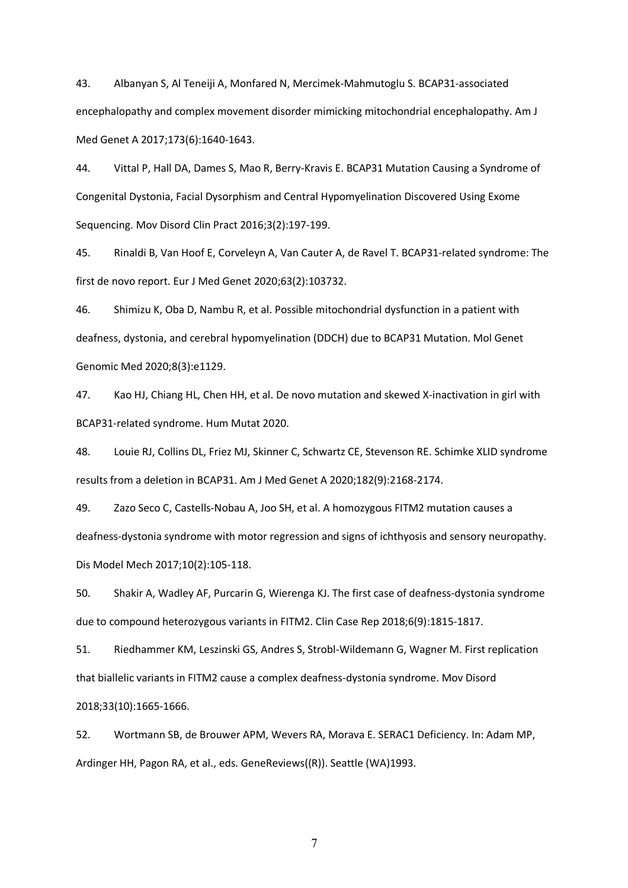43. Albanyan S, Al Teneiji A, Monfared N, Mercimek-Mahmutoglu S. BCAP31-associated encephalopathy and complex movement disorder mimicking mitochondrial encephalopathy. Am J Med Genet A 2017;173(6):1640-1643.

44. Vittal P, Hall DA, Dames S, Mao R, Berry-Kravis E. BCAP31 Mutation Causing a Syndrome of Congenital Dystonia, Facial Dysorphism and Central Hypomyelination Discovered Using Exome Sequencing. Mov Disord Clin Pract 2016;3(2):197-199.

45. Rinaldi B, Van Hoof E, Corveleyn A, Van Cauter A, de Ravel T. BCAP31-related syndrome: The first de novo report. Eur J Med Genet 2020;63(2):103732.

46. Shimizu K, Oba D, Nambu R, et al. Possible mitochondrial dysfunction in a patient with deafness, dystonia, and cerebral hypomyelination (DDCH) due to BCAP31 Mutation. Mol Genet Genomic Med 2020;8(3):e1129.

47. Kao HJ, Chiang HL, Chen HH, et al. De novo mutation and skewed X-inactivation in girl with BCAP31-related syndrome. Hum Mutat 2020.

48. Louie RJ, Collins DL, Friez MJ, Skinner C, Schwartz CE, Stevenson RE. Schimke XLID syndrome results from a deletion in BCAP31. Am J Med Genet A 2020;182(9):2168-2174.

49. Zazo Seco C, Castells-Nobau A, Joo SH, et al. A homozygous FITM2 mutation causes a deafness-dystonia syndrome with motor regression and signs of ichthyosis and sensory neuropathy. Dis Model Mech 2017;10(2):105-118.

50. Shakir A, Wadley AF, Purcarin G, Wierenga KJ. The first case of deafness-dystonia syndrome due to compound heterozygous variants in FITM2. Clin Case Rep 2018;6(9):1815-1817.

51. Riedhammer KM, Leszinski GS, Andres S, Strobl-Wildemann G, Wagner M. First replication that biallelic variants in FITM2 cause a complex deafness-dystonia syndrome. Mov Disord 2018;33(10):1665-1666.

52. Wortmann SB, de Brouwer APM, Wevers RA, Morava E. SERAC1 Deficiency. In: Adam MP, Ardinger HH, Pagon RA, et al., eds. GeneReviews((R)). Seattle (WA)1993.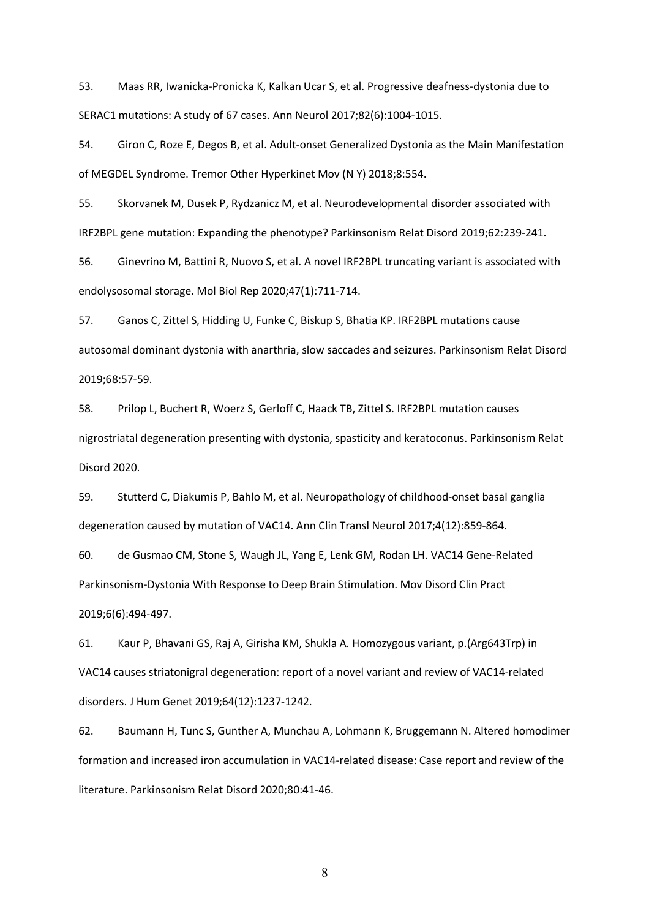53. Maas RR, Iwanicka-Pronicka K, Kalkan Ucar S, et al. Progressive deafness-dystonia due to SERAC1 mutations: A study of 67 cases. Ann Neurol 2017;82(6):1004-1015.

54. Giron C, Roze E, Degos B, et al. Adult-onset Generalized Dystonia as the Main Manifestation of MEGDEL Syndrome. Tremor Other Hyperkinet Mov (N Y) 2018;8:554.

55. Skorvanek M, Dusek P, Rydzanicz M, et al. Neurodevelopmental disorder associated with IRF2BPL gene mutation: Expanding the phenotype? Parkinsonism Relat Disord 2019;62:239-241.

56. Ginevrino M, Battini R, Nuovo S, et al. A novel IRF2BPL truncating variant is associated with endolysosomal storage. Mol Biol Rep 2020;47(1):711-714.

57. Ganos C, Zittel S, Hidding U, Funke C, Biskup S, Bhatia KP. IRF2BPL mutations cause autosomal dominant dystonia with anarthria, slow saccades and seizures. Parkinsonism Relat Disord 2019;68:57-59.

58. Prilop L, Buchert R, Woerz S, Gerloff C, Haack TB, Zittel S. IRF2BPL mutation causes nigrostriatal degeneration presenting with dystonia, spasticity and keratoconus. Parkinsonism Relat Disord 2020.

59. Stutterd C, Diakumis P, Bahlo M, et al. Neuropathology of childhood-onset basal ganglia degeneration caused by mutation of VAC14. Ann Clin Transl Neurol 2017;4(12):859-864.

60. de Gusmao CM, Stone S, Waugh JL, Yang E, Lenk GM, Rodan LH. VAC14 Gene-Related Parkinsonism-Dystonia With Response to Deep Brain Stimulation. Mov Disord Clin Pract 2019;6(6):494-497.

61. Kaur P, Bhavani GS, Raj A, Girisha KM, Shukla A. Homozygous variant, p.(Arg643Trp) in VAC14 causes striatonigral degeneration: report of a novel variant and review of VAC14-related disorders. J Hum Genet 2019;64(12):1237-1242.

62. Baumann H, Tunc S, Gunther A, Munchau A, Lohmann K, Bruggemann N. Altered homodimer formation and increased iron accumulation in VAC14-related disease: Case report and review of the literature. Parkinsonism Relat Disord 2020;80:41-46.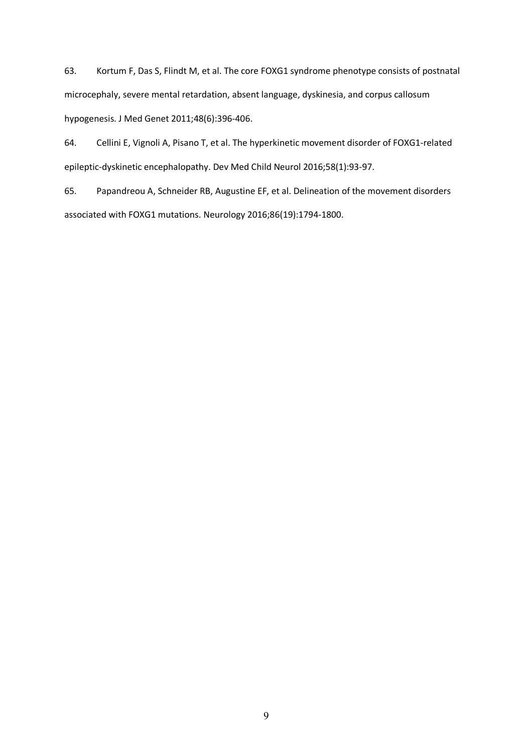63. Kortum F, Das S, Flindt M, et al. The core FOXG1 syndrome phenotype consists of postnatal microcephaly, severe mental retardation, absent language, dyskinesia, and corpus callosum hypogenesis. J Med Genet 2011;48(6):396-406.

64. Cellini E, Vignoli A, Pisano T, et al. The hyperkinetic movement disorder of FOXG1-related epileptic-dyskinetic encephalopathy. Dev Med Child Neurol 2016;58(1):93-97.

65. Papandreou A, Schneider RB, Augustine EF, et al. Delineation of the movement disorders associated with FOXG1 mutations. Neurology 2016;86(19):1794-1800.